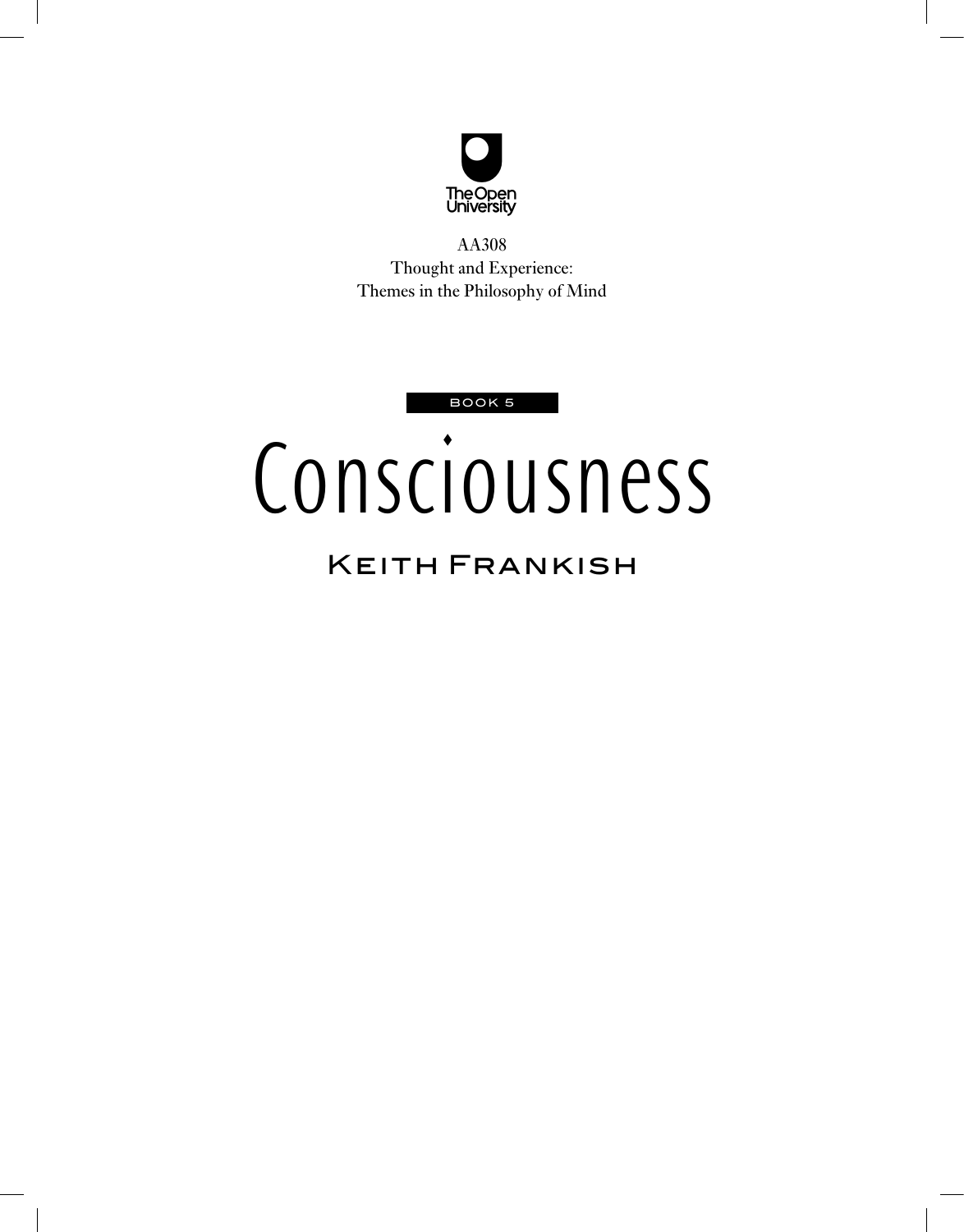The Open University

AA308
Thought and Experience:
Themes in the Philosophy of Mind

BOOK 5

# Consciousness

## Keith Frankish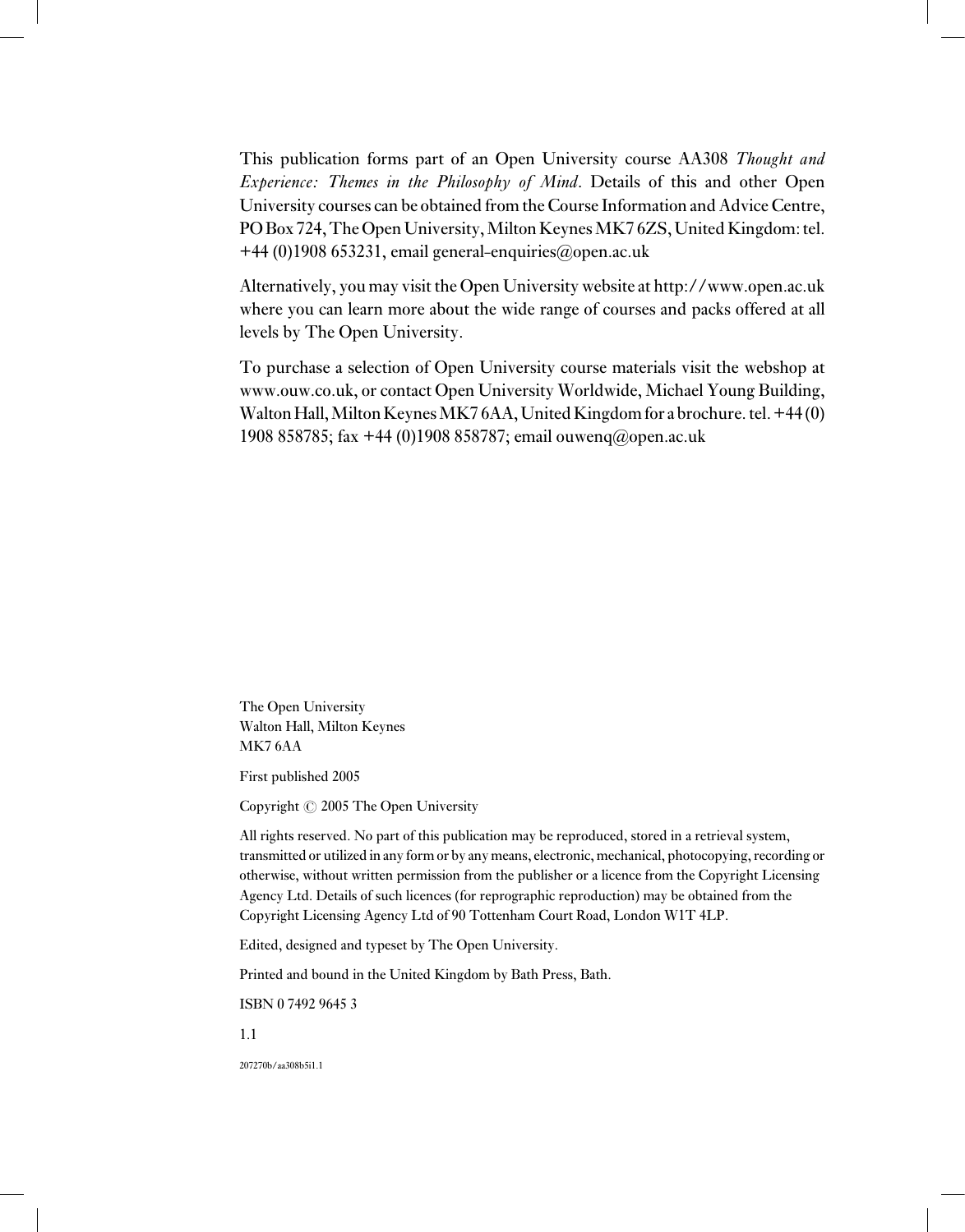This publication forms part of an Open University course AA308 *Thought and Experience: Themes in the Philosophy of Mind*. Details of this and other Open University courses can be obtained from the Course Information and Advice Centre, PO Box 724, The Open University, Milton Keynes MK7 6ZS, United Kingdom: tel. +44 (0)1908 653231, email general-enquiries@open.ac.uk

Alternatively, you may visit the Open University website at http://www.open.ac.uk where you can learn more about the wide range of courses and packs offered at all levels by The Open University.

To purchase a selection of Open University course materials visit the webshop at www.ouw.co.uk, or contact Open University Worldwide, Michael Young Building, Walton Hall, Milton Keynes MK7 6AA, United Kingdom for a brochure. tel. +44 (0) 1908 858785; fax +44 (0)1908 858787; email ouwenq@open.ac.uk

The Open University
Walton Hall, Milton Keynes
MK7 6AA

First published 2005

Copyright © 2005 The Open University

All rights reserved. No part of this publication may be reproduced, stored in a retrieval system, transmitted or utilized in any form or by any means, electronic, mechanical, photocopying, recording or otherwise, without written permission from the publisher or a licence from the Copyright Licensing Agency Ltd. Details of such licences (for reprographic reproduction) may be obtained from the Copyright Licensing Agency Ltd of 90 Tottenham Court Road, London W1T 4LP.

Edited, designed and typeset by The Open University.

Printed and bound in the United Kingdom by Bath Press, Bath.

ISBN 0 7492 9645 3

1.1

207270b/aa308b5i1.1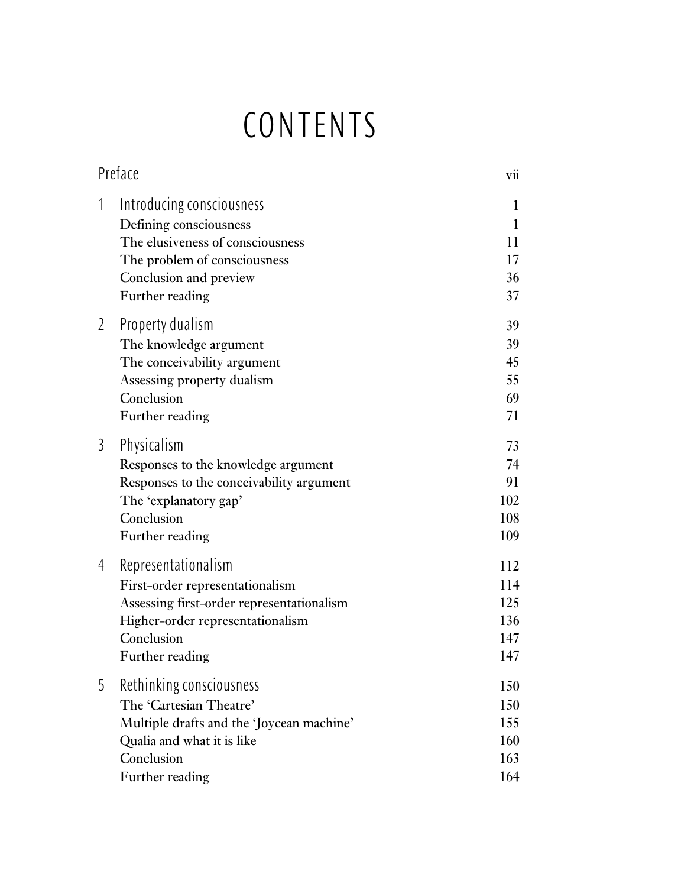# CONTENTS

| | | |
|---|---|---|
| | Preface | vii |
| 1 | Introducing consciousness | 1 |
| | Defining consciousness | 1 |
| | The elusiveness of consciousness | 11 |
| | The problem of consciousness | 17 |
| | Conclusion and preview | 36 |
| | Further reading | 37 |
| 2 | Property dualism | 39 |
| | The knowledge argument | 39 |
| | The conceivability argument | 45 |
| | Assessing property dualism | 55 |
| | Conclusion | 69 |
| | Further reading | 71 |
| 3 | Physicalism | 73 |
| | Responses to the knowledge argument | 74 |
| | Responses to the conceivability argument | 91 |
| | The 'explanatory gap' | 102 |
| | Conclusion | 108 |
| | Further reading | 109 |
| 4 | Representationalism | 112 |
| | First-order representationalism | 114 |
| | Assessing first-order representationalism | 125 |
| | Higher-order representationalism | 136 |
| | Conclusion | 147 |
| | Further reading | 147 |
| 5 | Rethinking consciousness | 150 |
| | The 'Cartesian Theatre' | 150 |
| | Multiple drafts and the 'Joycean machine' | 155 |
| | Qualia and what it is like | 160 |
| | Conclusion | 163 |
| | Further reading | 164 |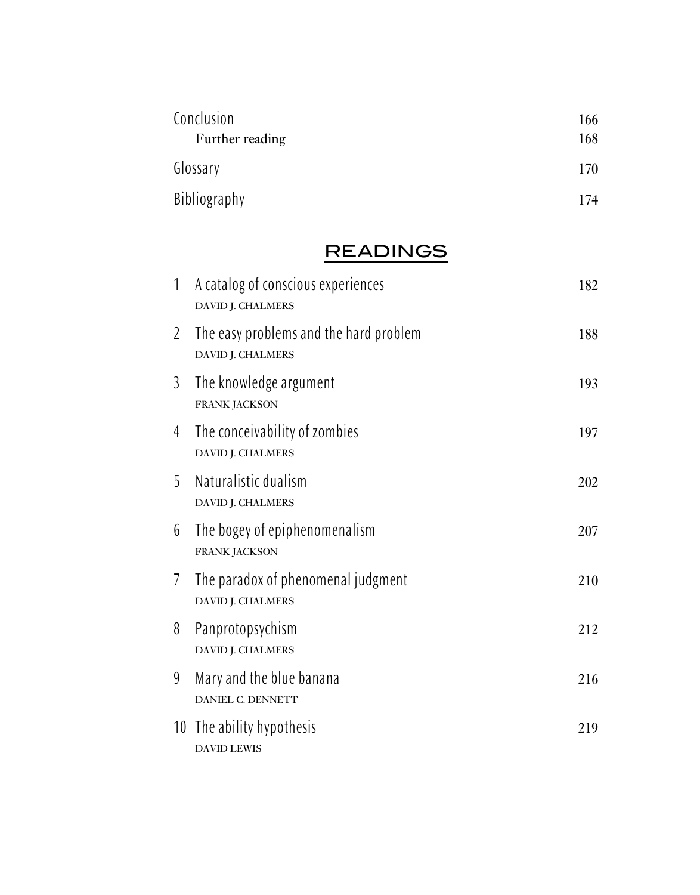Conclusion 166

  Further reading 168

Glossary 170

Bibliography 174

## READINGS

1 A catalog of conscious experiences 182
DAVID J. CHALMERS

2 The easy problems and the hard problem 188
DAVID J. CHALMERS

3 The knowledge argument 193
FRANK JACKSON

4 The conceivability of zombies 197
DAVID J. CHALMERS

5 Naturalistic dualism 202
DAVID J. CHALMERS

6 The bogey of epiphenomenalism 207
FRANK JACKSON

7 The paradox of phenomenal judgment 210
DAVID J. CHALMERS

8 Panprotopsychism 212
DAVID J. CHALMERS

9 Mary and the blue banana 216
DANIEL C. DENNETT

10 The ability hypothesis 219
DAVID LEWIS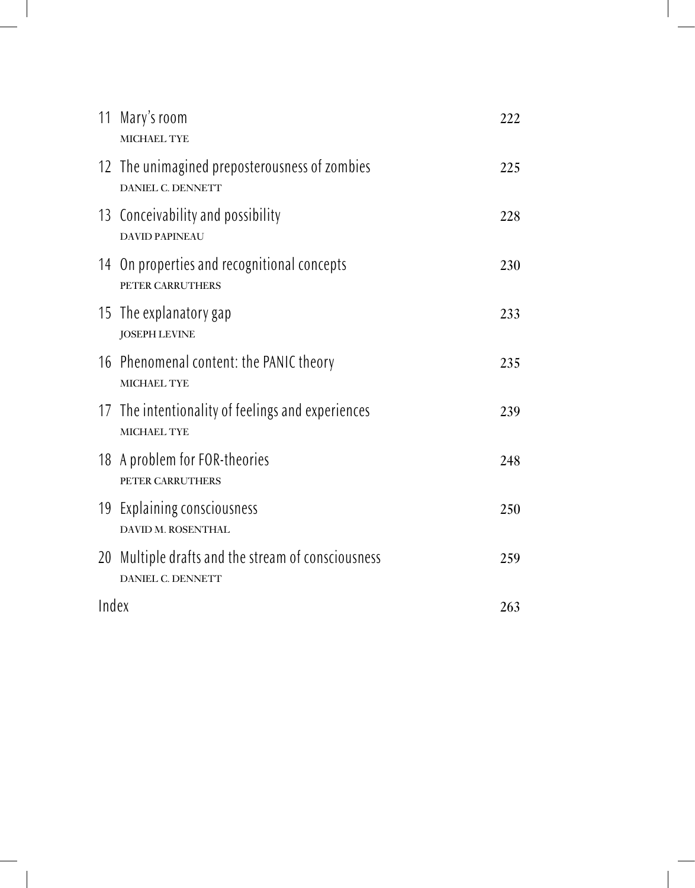11 Mary's room — 222
MICHAEL TYE

12 The unimagined preposterousness of zombies — 225
DANIEL C. DENNETT

13 Conceivability and possibility — 228
DAVID PAPINEAU

14 On properties and recognitional concepts — 230
PETER CARRUTHERS

15 The explanatory gap — 233
JOSEPH LEVINE

16 Phenomenal content: the PANIC theory — 235
MICHAEL TYE

17 The intentionality of feelings and experiences — 239
MICHAEL TYE

18 A problem for FOR-theories — 248
PETER CARRUTHERS

19 Explaining consciousness — 250
DAVID M. ROSENTHAL

20 Multiple drafts and the stream of consciousness — 259
DANIEL C. DENNETT

Index — 263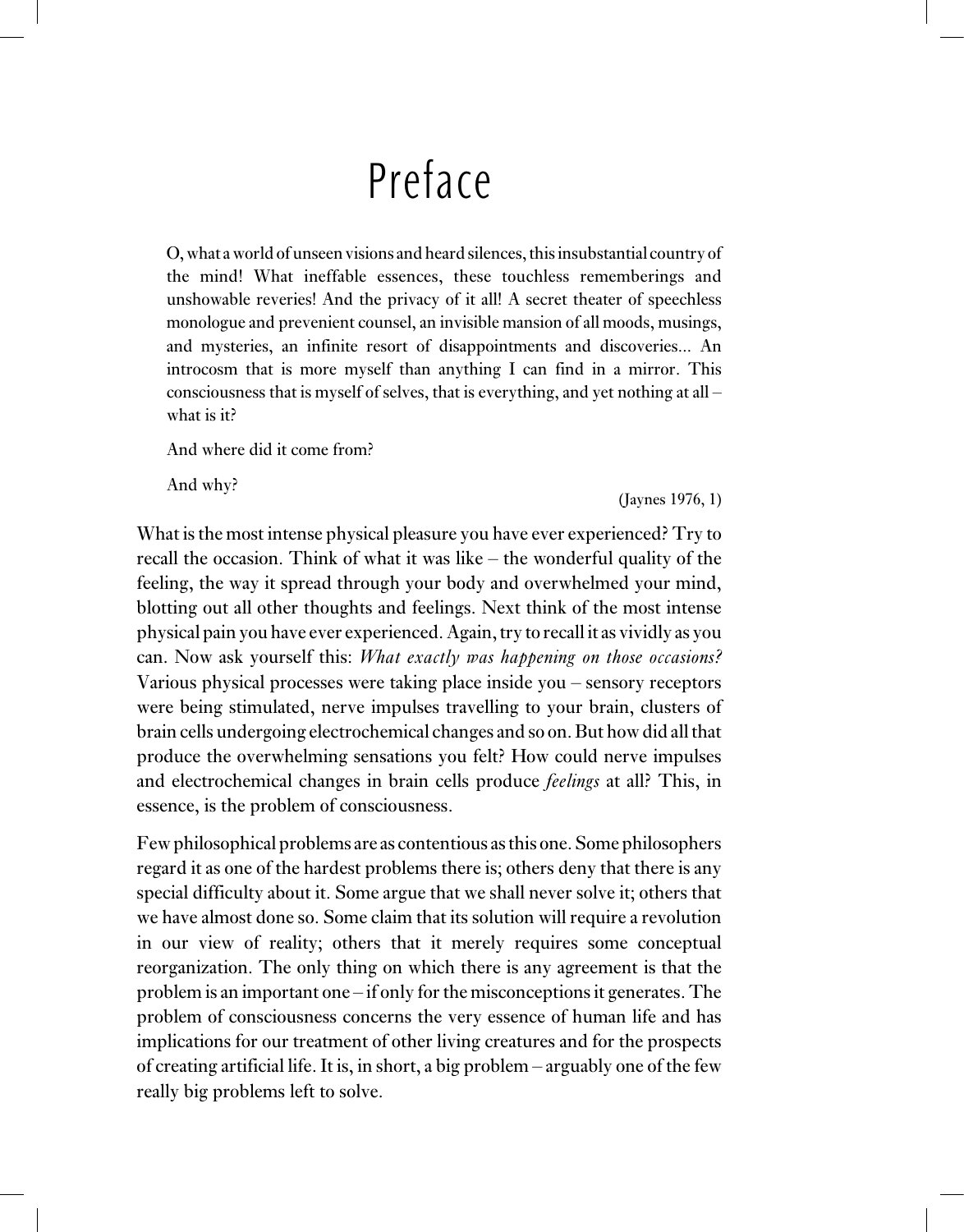# Preface

> O, what a world of unseen visions and heard silences, this insubstantial country of the mind! What ineffable essences, these touchless rememberings and unshowable reveries! And the privacy of it all! A secret theater of speechless monologue and prevenient counsel, an invisible mansion of all moods, musings, and mysteries, an infinite resort of disappointments and discoveries... An introcosm that is more myself than anything I can find in a mirror. This consciousness that is myself of selves, that is everything, and yet nothing at all – what is it?
>
> And where did it come from?
>
> And why?
>
> (Jaynes 1976, 1)

What is the most intense physical pleasure you have ever experienced? Try to recall the occasion. Think of what it was like – the wonderful quality of the feeling, the way it spread through your body and overwhelmed your mind, blotting out all other thoughts and feelings. Next think of the most intense physical pain you have ever experienced. Again, try to recall it as vividly as you can. Now ask yourself this: *What exactly was happening on those occasions?* Various physical processes were taking place inside you – sensory receptors were being stimulated, nerve impulses travelling to your brain, clusters of brain cells undergoing electrochemical changes and so on. But how did all that produce the overwhelming sensations you felt? How could nerve impulses and electrochemical changes in brain cells produce *feelings* at all? This, in essence, is the problem of consciousness.

Few philosophical problems are as contentious as this one. Some philosophers regard it as one of the hardest problems there is; others deny that there is any special difficulty about it. Some argue that we shall never solve it; others that we have almost done so. Some claim that its solution will require a revolution in our view of reality; others that it merely requires some conceptual reorganization. The only thing on which there is any agreement is that the problem is an important one – if only for the misconceptions it generates. The problem of consciousness concerns the very essence of human life and has implications for our treatment of other living creatures and for the prospects of creating artificial life. It is, in short, a big problem – arguably one of the few really big problems left to solve.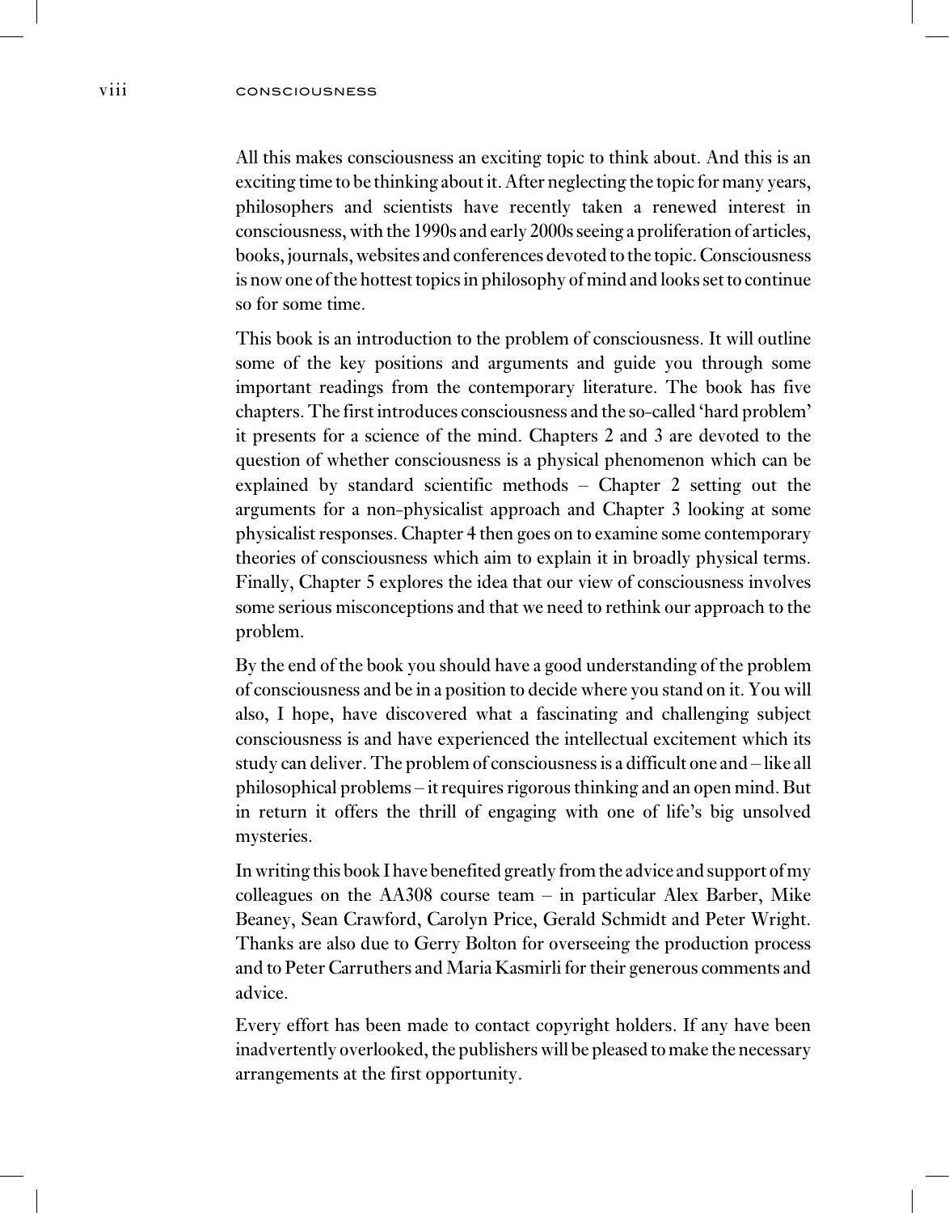All this makes consciousness an exciting topic to think about. And this is an exciting time to be thinking about it. After neglecting the topic for many years, philosophers and scientists have recently taken a renewed interest in consciousness, with the 1990s and early 2000s seeing a proliferation of articles, books, journals, websites and conferences devoted to the topic. Consciousness is now one of the hottest topics in philosophy of mind and looks set to continue so for some time.

This book is an introduction to the problem of consciousness. It will outline some of the key positions and arguments and guide you through some important readings from the contemporary literature. The book has five chapters. The first introduces consciousness and the so-called 'hard problem' it presents for a science of the mind. Chapters 2 and 3 are devoted to the question of whether consciousness is a physical phenomenon which can be explained by standard scientific methods – Chapter 2 setting out the arguments for a non-physicalist approach and Chapter 3 looking at some physicalist responses. Chapter 4 then goes on to examine some contemporary theories of consciousness which aim to explain it in broadly physical terms. Finally, Chapter 5 explores the idea that our view of consciousness involves some serious misconceptions and that we need to rethink our approach to the problem.

By the end of the book you should have a good understanding of the problem of consciousness and be in a position to decide where you stand on it. You will also, I hope, have discovered what a fascinating and challenging subject consciousness is and have experienced the intellectual excitement which its study can deliver. The problem of consciousness is a difficult one and – like all philosophical problems – it requires rigorous thinking and an open mind. But in return it offers the thrill of engaging with one of life's big unsolved mysteries.

In writing this book I have benefited greatly from the advice and support of my colleagues on the AA308 course team – in particular Alex Barber, Mike Beaney, Sean Crawford, Carolyn Price, Gerald Schmidt and Peter Wright. Thanks are also due to Gerry Bolton for overseeing the production process and to Peter Carruthers and Maria Kasmirli for their generous comments and advice.

Every effort has been made to contact copyright holders. If any have been inadvertently overlooked, the publishers will be pleased to make the necessary arrangements at the first opportunity.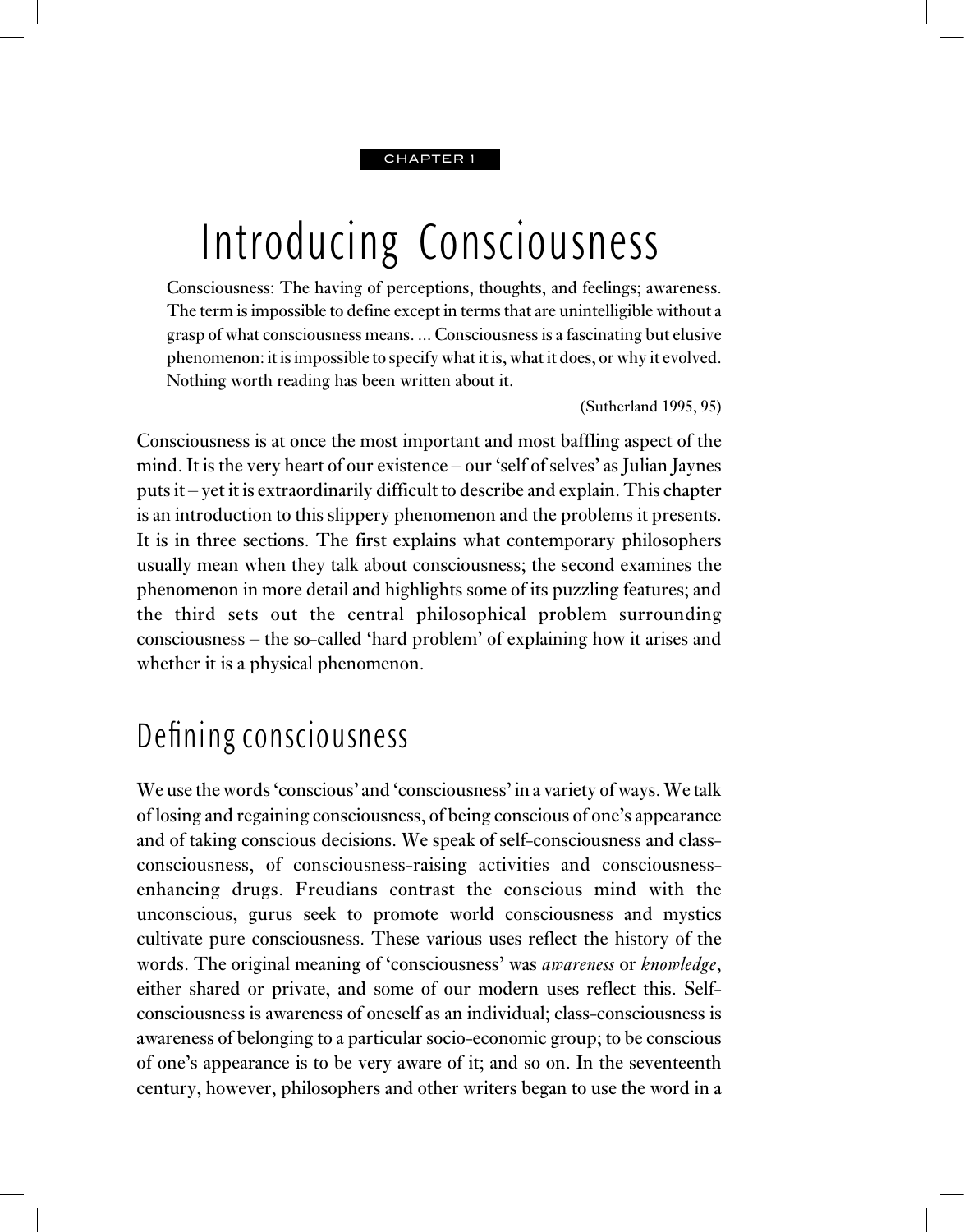CHAPTER 1

# Introducing Consciousness

> Consciousness: The having of perceptions, thoughts, and feelings; awareness. The term is impossible to define except in terms that are unintelligible without a grasp of what consciousness means. ... Consciousness is a fascinating but elusive phenomenon: it is impossible to specify what it is, what it does, or why it evolved. Nothing worth reading has been written about it.
>
> (Sutherland 1995, 95)

Consciousness is at once the most important and most baffling aspect of the mind. It is the very heart of our existence – our 'self of selves' as Julian Jaynes puts it – yet it is extraordinarily difficult to describe and explain. This chapter is an introduction to this slippery phenomenon and the problems it presents. It is in three sections. The first explains what contemporary philosophers usually mean when they talk about consciousness; the second examines the phenomenon in more detail and highlights some of its puzzling features; and the third sets out the central philosophical problem surrounding consciousness – the so-called 'hard problem' of explaining how it arises and whether it is a physical phenomenon.

## Defining consciousness

We use the words 'conscious' and 'consciousness' in a variety of ways. We talk of losing and regaining consciousness, of being conscious of one's appearance and of taking conscious decisions. We speak of self-consciousness and class-consciousness, of consciousness-raising activities and consciousness-enhancing drugs. Freudians contrast the conscious mind with the unconscious, gurus seek to promote world consciousness and mystics cultivate pure consciousness. These various uses reflect the history of the words. The original meaning of 'consciousness' was *awareness* or *knowledge*, either shared or private, and some of our modern uses reflect this. Self-consciousness is awareness of oneself as an individual; class-consciousness is awareness of belonging to a particular socio-economic group; to be conscious of one's appearance is to be very aware of it; and so on. In the seventeenth century, however, philosophers and other writers began to use the word in a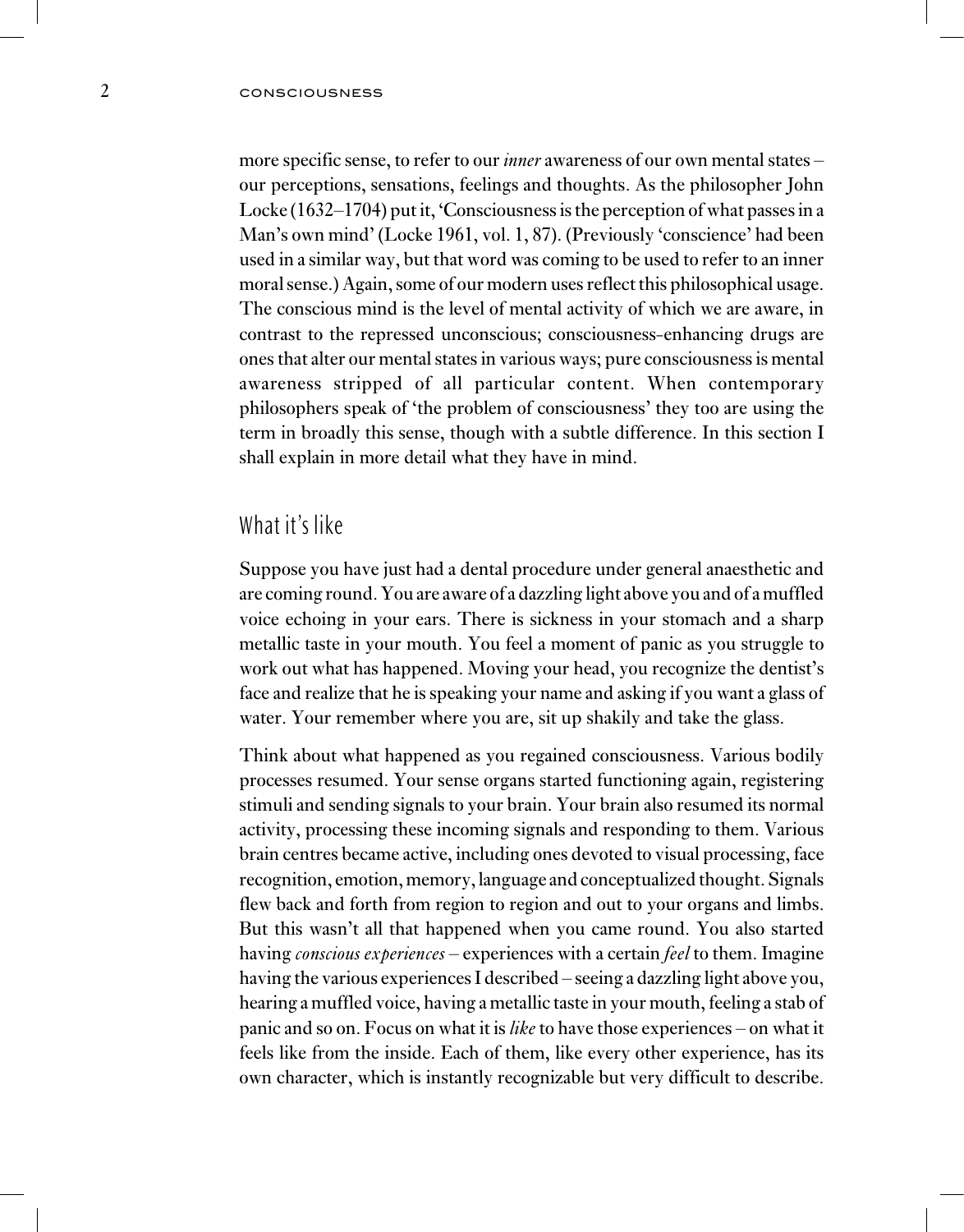more specific sense, to refer to our *inner* awareness of our own mental states – our perceptions, sensations, feelings and thoughts. As the philosopher John Locke (1632–1704) put it, 'Consciousness is the perception of what passes in a Man's own mind' (Locke 1961, vol. 1, 87). (Previously 'conscience' had been used in a similar way, but that word was coming to be used to refer to an inner moral sense.) Again, some of our modern uses reflect this philosophical usage. The conscious mind is the level of mental activity of which we are aware, in contrast to the repressed unconscious; consciousness-enhancing drugs are ones that alter our mental states in various ways; pure consciousness is mental awareness stripped of all particular content. When contemporary philosophers speak of 'the problem of consciousness' they too are using the term in broadly this sense, though with a subtle difference. In this section I shall explain in more detail what they have in mind.

## What it's like

Suppose you have just had a dental procedure under general anaesthetic and are coming round. You are aware of a dazzling light above you and of a muffled voice echoing in your ears. There is sickness in your stomach and a sharp metallic taste in your mouth. You feel a moment of panic as you struggle to work out what has happened. Moving your head, you recognize the dentist's face and realize that he is speaking your name and asking if you want a glass of water. Your remember where you are, sit up shakily and take the glass.

Think about what happened as you regained consciousness. Various bodily processes resumed. Your sense organs started functioning again, registering stimuli and sending signals to your brain. Your brain also resumed its normal activity, processing these incoming signals and responding to them. Various brain centres became active, including ones devoted to visual processing, face recognition, emotion, memory, language and conceptualized thought. Signals flew back and forth from region to region and out to your organs and limbs. But this wasn't all that happened when you came round. You also started having *conscious experiences* – experiences with a certain *feel* to them. Imagine having the various experiences I described – seeing a dazzling light above you, hearing a muffled voice, having a metallic taste in your mouth, feeling a stab of panic and so on. Focus on what it is *like* to have those experiences – on what it feels like from the inside. Each of them, like every other experience, has its own character, which is instantly recognizable but very difficult to describe.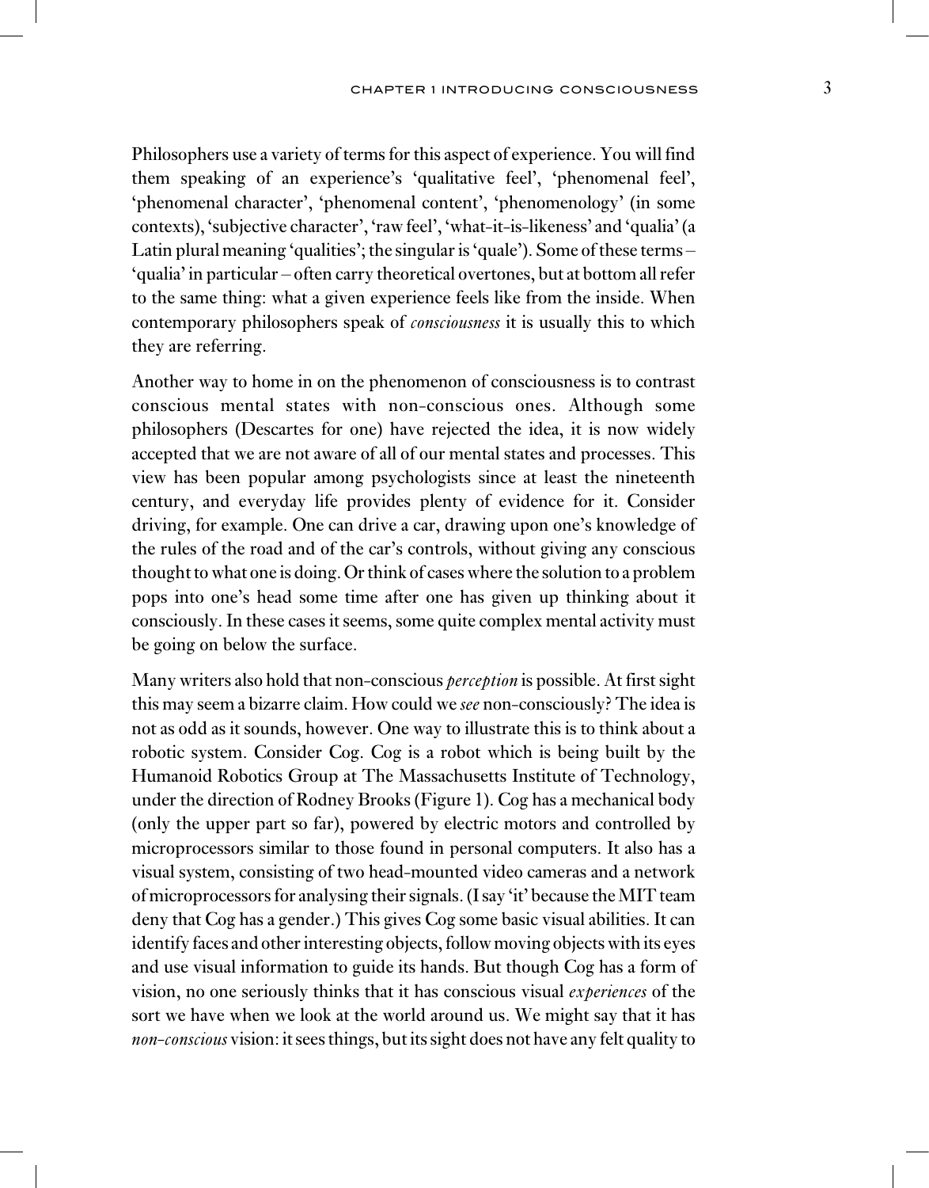Philosophers use a variety of terms for this aspect of experience. You will find them speaking of an experience's 'qualitative feel', 'phenomenal feel', 'phenomenal character', 'phenomenal content', 'phenomenology' (in some contexts), 'subjective character', 'raw feel', 'what-it-is-likeness' and 'qualia' (a Latin plural meaning 'qualities'; the singular is 'quale'). Some of these terms – 'qualia' in particular – often carry theoretical overtones, but at bottom all refer to the same thing: what a given experience feels like from the inside. When contemporary philosophers speak of *consciousness* it is usually this to which they are referring.

Another way to home in on the phenomenon of consciousness is to contrast conscious mental states with non-conscious ones. Although some philosophers (Descartes for one) have rejected the idea, it is now widely accepted that we are not aware of all of our mental states and processes. This view has been popular among psychologists since at least the nineteenth century, and everyday life provides plenty of evidence for it. Consider driving, for example. One can drive a car, drawing upon one's knowledge of the rules of the road and of the car's controls, without giving any conscious thought to what one is doing. Or think of cases where the solution to a problem pops into one's head some time after one has given up thinking about it consciously. In these cases it seems, some quite complex mental activity must be going on below the surface.

Many writers also hold that non-conscious *perception* is possible. At first sight this may seem a bizarre claim. How could we *see* non-consciously? The idea is not as odd as it sounds, however. One way to illustrate this is to think about a robotic system. Consider Cog. Cog is a robot which is being built by the Humanoid Robotics Group at The Massachusetts Institute of Technology, under the direction of Rodney Brooks (Figure 1). Cog has a mechanical body (only the upper part so far), powered by electric motors and controlled by microprocessors similar to those found in personal computers. It also has a visual system, consisting of two head-mounted video cameras and a network of microprocessors for analysing their signals. (I say 'it' because the MIT team deny that Cog has a gender.) This gives Cog some basic visual abilities. It can identify faces and other interesting objects, follow moving objects with its eyes and use visual information to guide its hands. But though Cog has a form of vision, no one seriously thinks that it has conscious visual *experiences* of the sort we have when we look at the world around us. We might say that it has *non-conscious* vision: it sees things, but its sight does not have any felt quality to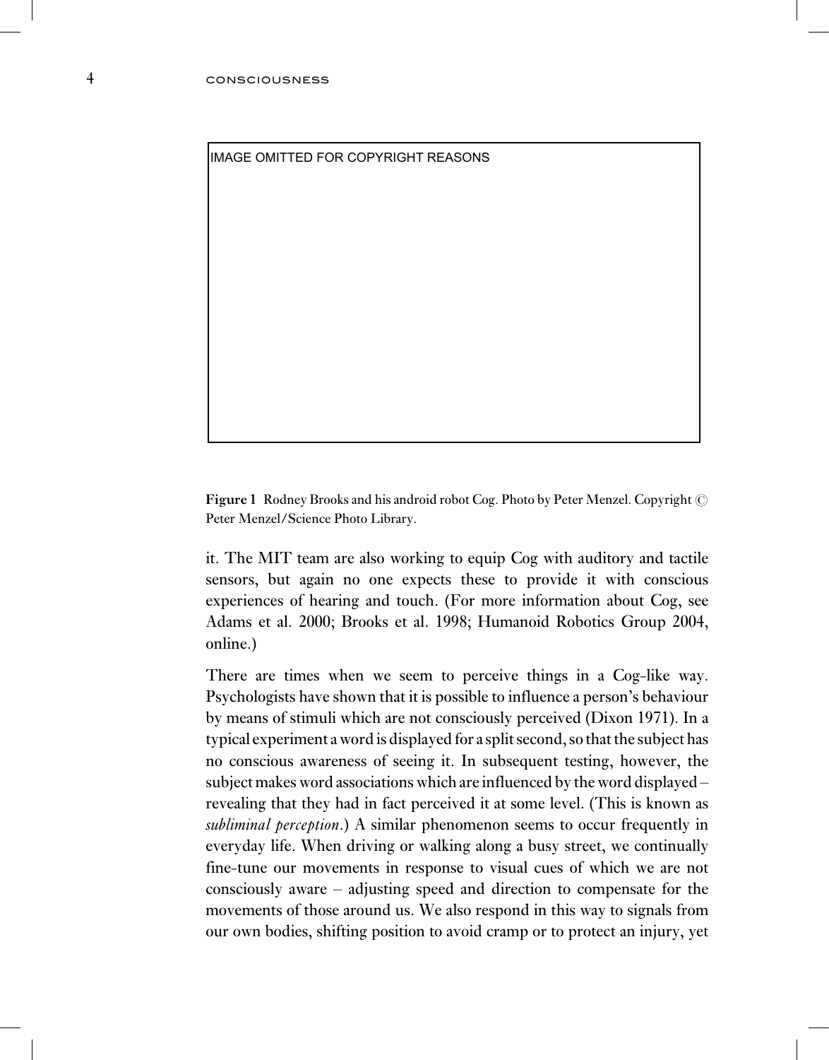IMAGE OMITTED FOR COPYRIGHT REASONS

**Figure 1** Rodney Brooks and his android robot Cog. Photo by Peter Menzel. Copyright © Peter Menzel/Science Photo Library.

it. The MIT team are also working to equip Cog with auditory and tactile sensors, but again no one expects these to provide it with conscious experiences of hearing and touch. (For more information about Cog, see Adams et al. 2000; Brooks et al. 1998; Humanoid Robotics Group 2004, online.)

There are times when we seem to perceive things in a Cog-like way. Psychologists have shown that it is possible to influence a person's behaviour by means of stimuli which are not consciously perceived (Dixon 1971). In a typical experiment a word is displayed for a split second, so that the subject has no conscious awareness of seeing it. In subsequent testing, however, the subject makes word associations which are influenced by the word displayed – revealing that they had in fact perceived it at some level. (This is known as *subliminal perception*.) A similar phenomenon seems to occur frequently in everyday life. When driving or walking along a busy street, we continually fine-tune our movements in response to visual cues of which we are not consciously aware – adjusting speed and direction to compensate for the movements of those around us. We also respond in this way to signals from our own bodies, shifting position to avoid cramp or to protect an injury, yet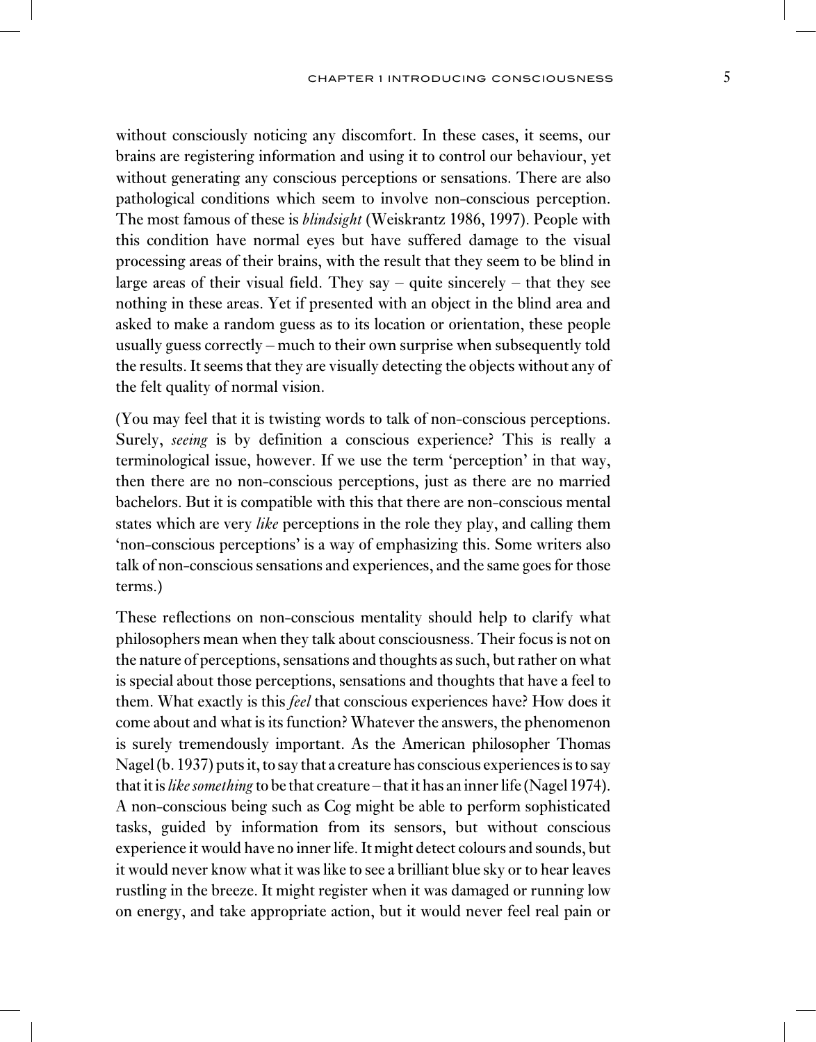without consciously noticing any discomfort. In these cases, it seems, our brains are registering information and using it to control our behaviour, yet without generating any conscious perceptions or sensations. There are also pathological conditions which seem to involve non-conscious perception. The most famous of these is *blindsight* (Weiskrantz 1986, 1997). People with this condition have normal eyes but have suffered damage to the visual processing areas of their brains, with the result that they seem to be blind in large areas of their visual field. They say – quite sincerely – that they see nothing in these areas. Yet if presented with an object in the blind area and asked to make a random guess as to its location or orientation, these people usually guess correctly – much to their own surprise when subsequently told the results. It seems that they are visually detecting the objects without any of the felt quality of normal vision.

(You may feel that it is twisting words to talk of non-conscious perceptions. Surely, *seeing* is by definition a conscious experience? This is really a terminological issue, however. If we use the term 'perception' in that way, then there are no non-conscious perceptions, just as there are no married bachelors. But it is compatible with this that there are non-conscious mental states which are very *like* perceptions in the role they play, and calling them 'non-conscious perceptions' is a way of emphasizing this. Some writers also talk of non-conscious sensations and experiences, and the same goes for those terms.)

These reflections on non-conscious mentality should help to clarify what philosophers mean when they talk about consciousness. Their focus is not on the nature of perceptions, sensations and thoughts as such, but rather on what is special about those perceptions, sensations and thoughts that have a feel to them. What exactly is this *feel* that conscious experiences have? How does it come about and what is its function? Whatever the answers, the phenomenon is surely tremendously important. As the American philosopher Thomas Nagel (b. 1937) puts it, to say that a creature has conscious experiences is to say that it is *like something* to be that creature – that it has an inner life (Nagel 1974). A non-conscious being such as Cog might be able to perform sophisticated tasks, guided by information from its sensors, but without conscious experience it would have no inner life. It might detect colours and sounds, but it would never know what it was like to see a brilliant blue sky or to hear leaves rustling in the breeze. It might register when it was damaged or running low on energy, and take appropriate action, but it would never feel real pain or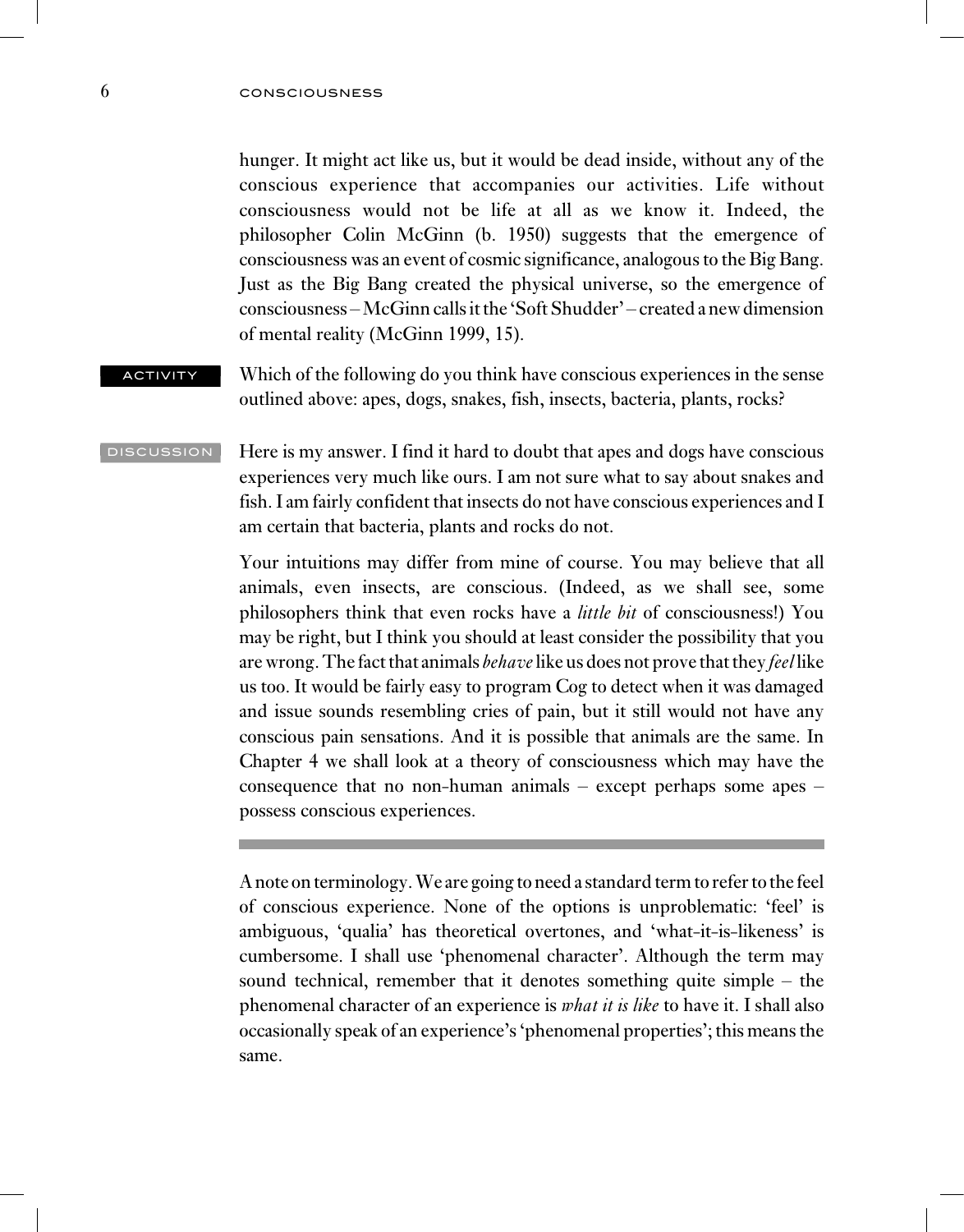hunger. It might act like us, but it would be dead inside, without any of the conscious experience that accompanies our activities. Life without consciousness would not be life at all as we know it. Indeed, the philosopher Colin McGinn (b. 1950) suggests that the emergence of consciousness was an event of cosmic significance, analogous to the Big Bang. Just as the Big Bang created the physical universe, so the emergence of consciousness – McGinn calls it the 'Soft Shudder' – created a new dimension of mental reality (McGinn 1999, 15).

**ACTIVITY**

Which of the following do you think have conscious experiences in the sense outlined above: apes, dogs, snakes, fish, insects, bacteria, plants, rocks?

**DISCUSSION**

Here is my answer. I find it hard to doubt that apes and dogs have conscious experiences very much like ours. I am not sure what to say about snakes and fish. I am fairly confident that insects do not have conscious experiences and I am certain that bacteria, plants and rocks do not.

Your intuitions may differ from mine of course. You may believe that all animals, even insects, are conscious. (Indeed, as we shall see, some philosophers think that even rocks have a *little bit* of consciousness!) You may be right, but I think you should at least consider the possibility that you are wrong. The fact that animals *behave* like us does not prove that they *feel* like us too. It would be fairly easy to program Cog to detect when it was damaged and issue sounds resembling cries of pain, but it still would not have any conscious pain sensations. And it is possible that animals are the same. In Chapter 4 we shall look at a theory of consciousness which may have the consequence that no non-human animals – except perhaps some apes – possess conscious experiences.

---

A note on terminology. We are going to need a standard term to refer to the feel of conscious experience. None of the options is unproblematic: 'feel' is ambiguous, 'qualia' has theoretical overtones, and 'what-it-is-likeness' is cumbersome. I shall use 'phenomenal character'. Although the term may sound technical, remember that it denotes something quite simple – the phenomenal character of an experience is *what it is like* to have it. I shall also occasionally speak of an experience's 'phenomenal properties'; this means the same.